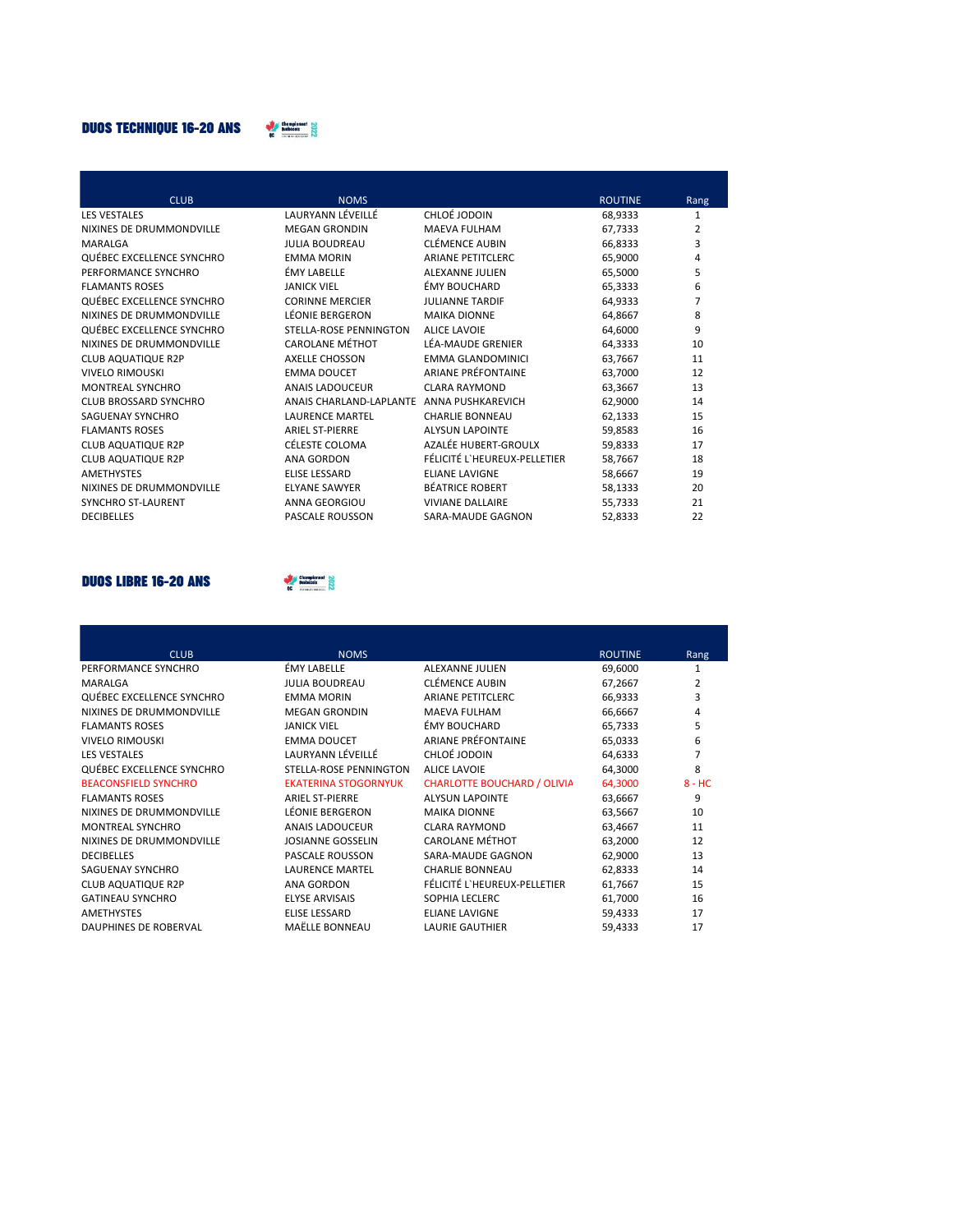## DUOS TECHNIQUE 16-20 ANS

| CLUB | NOMS | | ROUTINE | Rang |
|---|---|---|---|---|
| LES VESTALES | LAURYANN LÉVEILLÉ | CHLOÉ JODOIN | 68,9333 | 1 |
| NIXINES DE DRUMMONDVILLE | MEGAN GRONDIN | MAEVA FULHAM | 67,7333 | 2 |
| MARALGA | JULIA BOUDREAU | CLÉMENCE AUBIN | 66,8333 | 3 |
| QUÉBEC EXCELLENCE SYNCHRO | EMMA MORIN | ARIANE PETITCLERC | 65,9000 | 4 |
| PERFORMANCE SYNCHRO | ÉMY LABELLE | ALEXANNE JULIEN | 65,5000 | 5 |
| FLAMANTS ROSES | JANICK VIEL | ÉMY BOUCHARD | 65,3333 | 6 |
| QUÉBEC EXCELLENCE SYNCHRO | CORINNE MERCIER | JULIANNE TARDIF | 64,9333 | 7 |
| NIXINES DE DRUMMONDVILLE | LÉONIE BERGERON | MAIKA DIONNE | 64,8667 | 8 |
| QUÉBEC EXCELLENCE SYNCHRO | STELLA-ROSE PENNINGTON | ALICE LAVOIE | 64,6000 | 9 |
| NIXINES DE DRUMMONDVILLE | CAROLANE MÉTHOT | LÉA-MAUDE GRENIER | 64,3333 | 10 |
| CLUB AQUATIQUE R2P | AXELLE CHOSSON | EMMA GLANDOMINICI | 63,7667 | 11 |
| VIVELO RIMOUSKI | EMMA DOUCET | ARIANE PRÉFONTAINE | 63,7000 | 12 |
| MONTREAL SYNCHRO | ANAIS LADOUCEUR | CLARA RAYMOND | 63,3667 | 13 |
| CLUB BROSSARD SYNCHRO | ANAIS CHARLAND-LAPLANTE | ANNA PUSHKAREVICH | 62,9000 | 14 |
| SAGUENAY SYNCHRO | LAURENCE MARTEL | CHARLIE BONNEAU | 62,1333 | 15 |
| FLAMANTS ROSES | ARIEL ST-PIERRE | ALYSUN LAPOINTE | 59,8583 | 16 |
| CLUB AQUATIQUE R2P | CÉLESTE COLOMA | AZALÉE HUBERT-GROULX | 59,8333 | 17 |
| CLUB AQUATIQUE R2P | ANA GORDON | FÉLICITÉ L`HEUREUX-PELLETIER | 58,7667 | 18 |
| AMETHYSTES | ELISE LESSARD | ELIANE LAVIGNE | 58,6667 | 19 |
| NIXINES DE DRUMMONDVILLE | ELYANE SAWYER | BÉATRICE ROBERT | 58,1333 | 20 |
| SYNCHRO ST-LAURENT | ANNA GEORGIOU | VIVIANE DALLAIRE | 55,7333 | 21 |
| DECIBELLES | PASCALE ROUSSON | SARA-MAUDE GAGNON | 52,8333 | 22 |

## DUOS LIBRE 16-20 ANS

| CLUB | NOMS | | ROUTINE | Rang |
|---|---|---|---|---|
| PERFORMANCE SYNCHRO | ÉMY LABELLE | ALEXANNE JULIEN | 69,6000 | 1 |
| MARALGA | JULIA BOUDREAU | CLÉMENCE AUBIN | 67,2667 | 2 |
| QUÉBEC EXCELLENCE SYNCHRO | EMMA MORIN | ARIANE PETITCLERC | 66,9333 | 3 |
| NIXINES DE DRUMMONDVILLE | MEGAN GRONDIN | MAEVA FULHAM | 66,6667 | 4 |
| FLAMANTS ROSES | JANICK VIEL | ÉMY BOUCHARD | 65,7333 | 5 |
| VIVELO RIMOUSKI | EMMA DOUCET | ARIANE PRÉFONTAINE | 65,0333 | 6 |
| LES VESTALES | LAURYANN LÉVEILLÉ | CHLOÉ JODOIN | 64,6333 | 7 |
| QUÉBEC EXCELLENCE SYNCHRO | STELLA-ROSE PENNINGTON | ALICE LAVOIE | 64,3000 | 8 |
| BEACONSFIELD SYNCHRO | EKATERINA STOGORNYUK | CHARLOTTE BOUCHARD / OLIVIA | 64,3000 | 8 - HC |
| FLAMANTS ROSES | ARIEL ST-PIERRE | ALYSUN LAPOINTE | 63,6667 | 9 |
| NIXINES DE DRUMMONDVILLE | LÉONIE BERGERON | MAIKA DIONNE | 63,5667 | 10 |
| MONTREAL SYNCHRO | ANAIS LADOUCEUR | CLARA RAYMOND | 63,4667 | 11 |
| NIXINES DE DRUMMONDVILLE | JOSIANNE GOSSELIN | CAROLANE MÉTHOT | 63,2000 | 12 |
| DECIBELLES | PASCALE ROUSSON | SARA-MAUDE GAGNON | 62,9000 | 13 |
| SAGUENAY SYNCHRO | LAURENCE MARTEL | CHARLIE BONNEAU | 62,8333 | 14 |
| CLUB AQUATIQUE R2P | ANA GORDON | FÉLICITÉ L`HEUREUX-PELLETIER | 61,7667 | 15 |
| GATINEAU SYNCHRO | ELYSE ARVISAIS | SOPHIA LECLERC | 61,7000 | 16 |
| AMETHYSTES | ELISE LESSARD | ELIANE LAVIGNE | 59,4333 | 17 |
| DAUPHINES DE ROBERVAL | MAËLLE BONNEAU | LAURIE GAUTHIER | 59,4333 | 17 |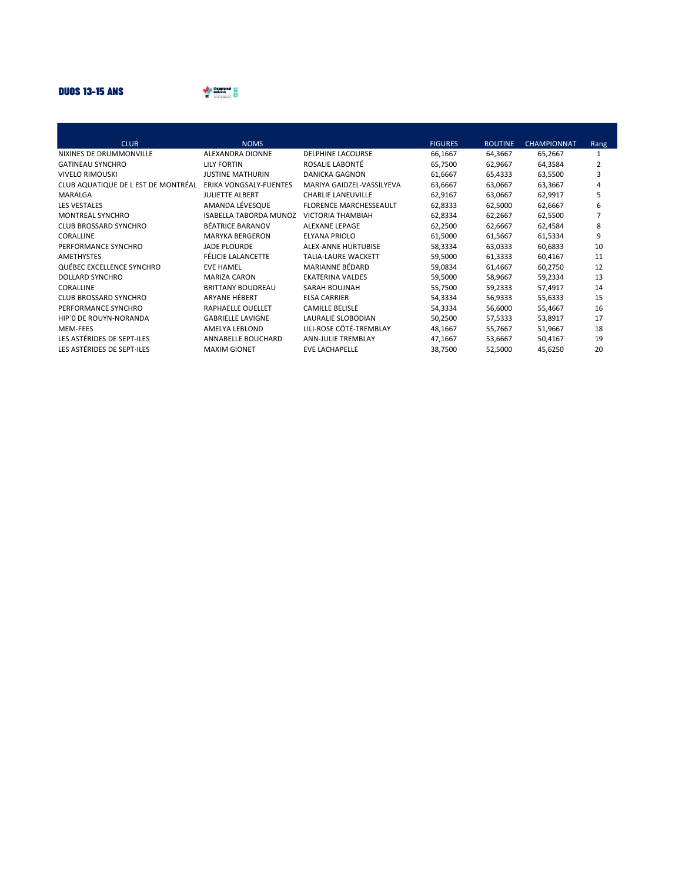# DUOS 13-15 ANS

| CLUB | NOMS | | FIGURES | ROUTINE | CHAMPIONNAT | Rang |
|---|---|---|---|---|---|---|
| NIXINES DE DRUMMONVILLE | ALEXANDRA DIONNE | DELPHINE LACOURSE | 66,1667 | 64,3667 | 65,2667 | 1 |
| GATINEAU SYNCHRO | LILY FORTIN | ROSALIE LABONTÉ | 65,7500 | 62,9667 | 64,3584 | 2 |
| VIVELO RIMOUSKI | JUSTINE MATHURIN | DANICKA GAGNON | 61,6667 | 65,4333 | 63,5500 | 3 |
| CLUB AQUATIQUE DE L EST DE MONTRÉAL | ERIKA VONGSALY-FUENTES | MARIYA GAIDZEL-VASSILYEVA | 63,6667 | 63,0667 | 63,3667 | 4 |
| MARALGA | JULIETTE ALBERT | CHARLIE LANEUVILLE | 62,9167 | 63,0667 | 62,9917 | 5 |
| LES VESTALES | AMANDA LÉVESQUE | FLORENCE MARCHESSEAULT | 62,8333 | 62,5000 | 62,6667 | 6 |
| MONTREAL SYNCHRO | ISABELLA TABORDA MUNOZ | VICTORIA THAMBIAH | 62,8334 | 62,2667 | 62,5500 | 7 |
| CLUB BROSSARD SYNCHRO | BÉATRICE BARANOV | ALEXANE LEPAGE | 62,2500 | 62,6667 | 62,4584 | 8 |
| CORALLINE | MARYKA BERGERON | ELYANA PRIOLO | 61,5000 | 61,5667 | 61,5334 | 9 |
| PERFORMANCE SYNCHRO | JADE PLOURDE | ALEX-ANNE HURTUBISE | 58,3334 | 63,0333 | 60,6833 | 10 |
| AMETHYSTES | FÉLICIE LALANCETTE | TALIA-LAURE WACKETT | 59,5000 | 61,3333 | 60,4167 | 11 |
| QUÉBEC EXCELLENCE SYNCHRO | EVE HAMEL | MARIANNE BÉDARD | 59,0834 | 61,4667 | 60,2750 | 12 |
| DOLLARD SYNCHRO | MARIZA CARON | EKATERINA VALDES | 59,5000 | 58,9667 | 59,2334 | 13 |
| CORALLINE | BRITTANY BOUDREAU | SARAH BOUJNAH | 55,7500 | 59,2333 | 57,4917 | 14 |
| CLUB BROSSARD SYNCHRO | ARYANE HÉBERT | ELSA CARRIER | 54,3334 | 56,9333 | 55,6333 | 15 |
| PERFORMANCE SYNCHRO | RAPHAELLE OUELLET | CAMILLE BELISLE | 54,3334 | 56,6000 | 55,4667 | 16 |
| HIP`O DE ROUYN-NORANDA | GABRIELLE LAVIGNE | LAURALIE SLOBODIAN | 50,2500 | 57,5333 | 53,8917 | 17 |
| MEM-FEES | AMELYA LEBLOND | LILI-ROSE CÔTÉ-TREMBLAY | 48,1667 | 55,7667 | 51,9667 | 18 |
| LES ASTÉRIDES DE SEPT-ILES | ANNABELLE BOUCHARD | ANN-JULIE TREMBLAY | 47,1667 | 53,6667 | 50,4167 | 19 |
| LES ASTÉRIDES DE SEPT-ILES | MAXIM GIONET | EVE LACHAPELLE | 38,7500 | 52,5000 | 45,6250 | 20 |